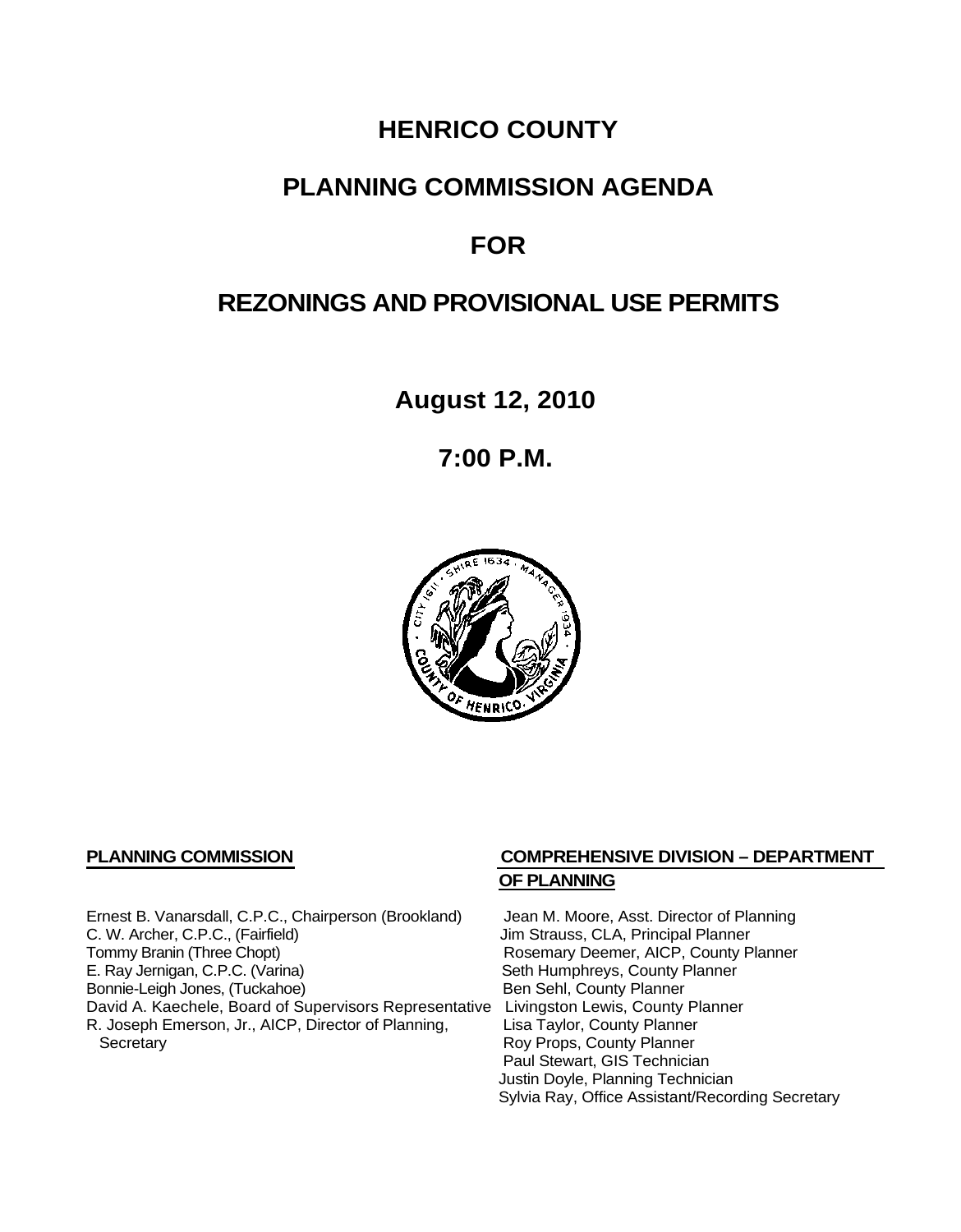# HENRICO COUNTY

# PLANNING COMMISSION AGENDA

# FOR

# REZONINGS AND PROVISIONAL USE PERMITS

**August 12, 2010**

**7:00 P.M.**

**PLANNING COMMISSION**

Ernest B. Vanarsdall, C.P.C., Chairperson (Brookland)
C. W. Archer, C.P.C., (Fairfield)
Tommy Branin (Three Chopt)
E. Ray Jernigan, C.P.C. (Varina)
Bonnie-Leigh Jones, (Tuckahoe)
David A. Kaechele, Board of Supervisors Representative
R. Joseph Emerson, Jr., AICP, Director of Planning, Secretary

**COMPREHENSIVE DIVISION – DEPARTMENT OF PLANNING**

Jean M. Moore, Asst. Director of Planning
Jim Strauss, CLA, Principal Planner
Rosemary Deemer, AICP, County Planner
Seth Humphreys, County Planner
Ben Sehl, County Planner
Livingston Lewis, County Planner
Lisa Taylor, County Planner
Roy Props, County Planner
Paul Stewart, GIS Technician
Justin Doyle, Planning Technician
Sylvia Ray, Office Assistant/Recording Secretary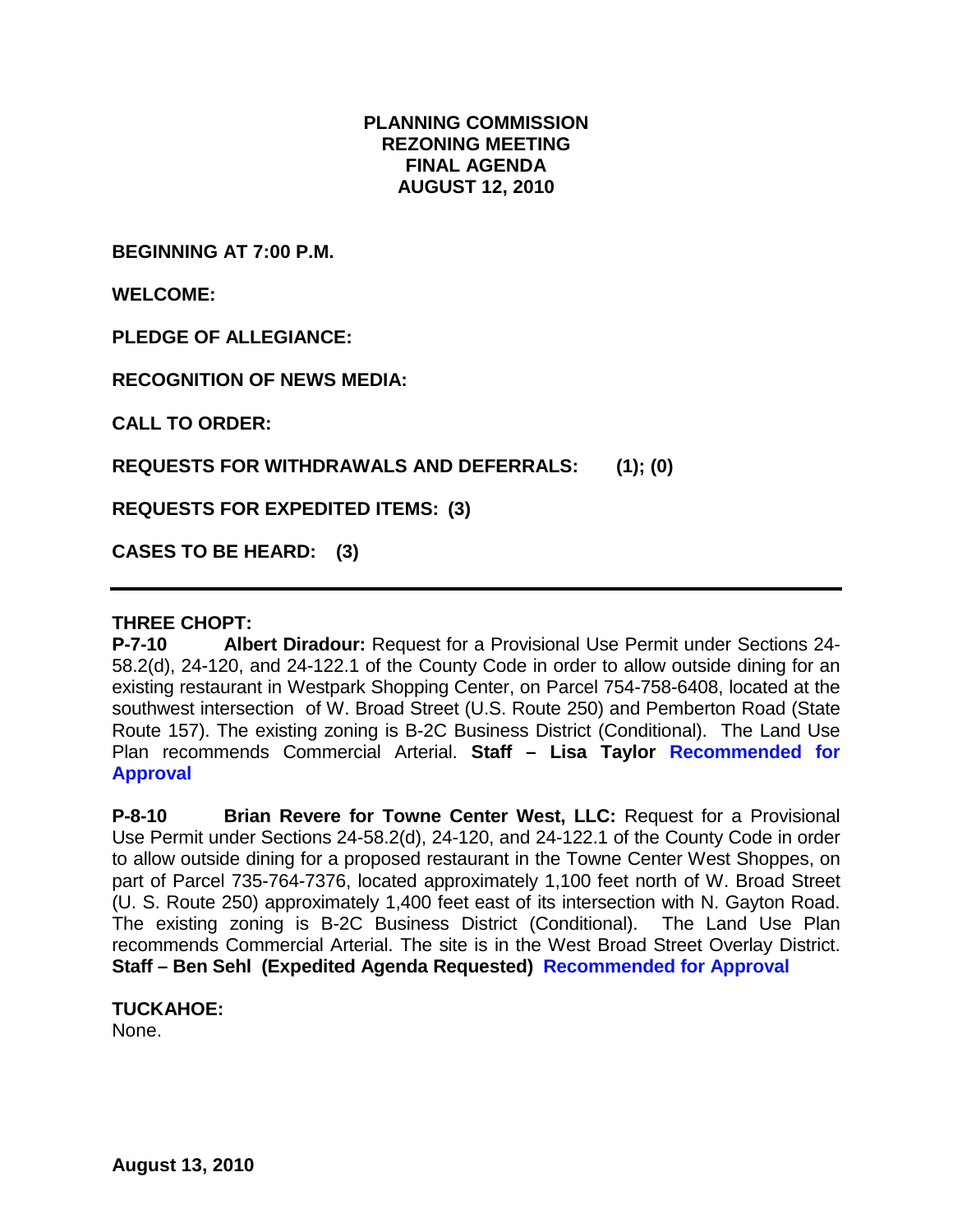**PLANNING COMMISSION**
**REZONING MEETING**
**FINAL AGENDA**
**AUGUST 12, 2010**

**BEGINNING AT 7:00 P.M.**

**WELCOME:**

**PLEDGE OF ALLEGIANCE:**

**RECOGNITION OF NEWS MEDIA:**

**CALL TO ORDER:**

**REQUESTS FOR WITHDRAWALS AND DEFERRALS: (1); (0)**

**REQUESTS FOR EXPEDITED ITEMS: (3)**

**CASES TO BE HEARD: (3)**

---

**THREE CHOPT:**

**P-7-10 Albert Diradour:** Request for a Provisional Use Permit under Sections 24-58.2(d), 24-120, and 24-122.1 of the County Code in order to allow outside dining for an existing restaurant in Westpark Shopping Center, on Parcel 754-758-6408, located at the southwest intersection of W. Broad Street (U.S. Route 250) and Pemberton Road (State Route 157). The existing zoning is B-2C Business District (Conditional). The Land Use Plan recommends Commercial Arterial. **Staff – Lisa Taylor Recommended for Approval**

**P-8-10 Brian Revere for Towne Center West, LLC:** Request for a Provisional Use Permit under Sections 24-58.2(d), 24-120, and 24-122.1 of the County Code in order to allow outside dining for a proposed restaurant in the Towne Center West Shoppes, on part of Parcel 735-764-7376, located approximately 1,100 feet north of W. Broad Street (U. S. Route 250) approximately 1,400 feet east of its intersection with N. Gayton Road. The existing zoning is B-2C Business District (Conditional). The Land Use Plan recommends Commercial Arterial. The site is in the West Broad Street Overlay District. **Staff – Ben Sehl (Expedited Agenda Requested) Recommended for Approval**

**TUCKAHOE:**

None.

**August 13, 2010**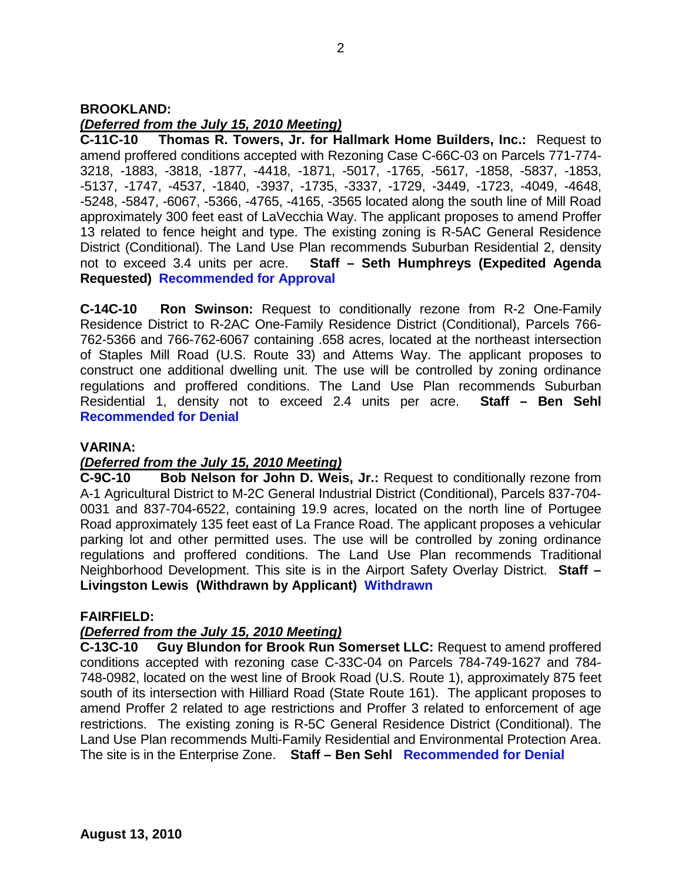**BROOKLAND:**

***(Deferred from the July 15, 2010 Meeting)***

**C-11C-10 Thomas R. Towers, Jr. for Hallmark Home Builders, Inc.:** Request to amend proffered conditions accepted with Rezoning Case C-66C-03 on Parcels 771-774-3218, -1883, -3818, -1877, -4418, -1871, -5017, -1765, -5617, -1858, -5837, -1853, -5137, -1747, -4537, -1840, -3937, -1735, -3337, -1729, -3449, -1723, -4049, -4648, -5248, -5847, -6067, -5366, -4765, -4165, -3565 located along the south line of Mill Road approximately 300 feet east of LaVecchia Way. The applicant proposes to amend Proffer 13 related to fence height and type. The existing zoning is R-5AC General Residence District (Conditional). The Land Use Plan recommends Suburban Residential 2, density not to exceed 3.4 units per acre. **Staff – Seth Humphreys (Expedited Agenda Requested) Recommended for Approval**

**C-14C-10 Ron Swinson:** Request to conditionally rezone from R-2 One-Family Residence District to R-2AC One-Family Residence District (Conditional), Parcels 766-762-5366 and 766-762-6067 containing .658 acres, located at the northeast intersection of Staples Mill Road (U.S. Route 33) and Attems Way. The applicant proposes to construct one additional dwelling unit. The use will be controlled by zoning ordinance regulations and proffered conditions. The Land Use Plan recommends Suburban Residential 1, density not to exceed 2.4 units per acre. **Staff – Ben Sehl Recommended for Denial**

**VARINA:**

***(Deferred from the July 15, 2010 Meeting)***

**C-9C-10 Bob Nelson for John D. Weis, Jr.:** Request to conditionally rezone from A-1 Agricultural District to M-2C General Industrial District (Conditional), Parcels 837-704-0031 and 837-704-6522, containing 19.9 acres, located on the north line of Portugee Road approximately 135 feet east of La France Road. The applicant proposes a vehicular parking lot and other permitted uses. The use will be controlled by zoning ordinance regulations and proffered conditions. The Land Use Plan recommends Traditional Neighborhood Development. This site is in the Airport Safety Overlay District. **Staff – Livingston Lewis (Withdrawn by Applicant) Withdrawn**

**FAIRFIELD:**

***(Deferred from the July 15, 2010 Meeting)***

**C-13C-10 Guy Blundon for Brook Run Somerset LLC:** Request to amend proffered conditions accepted with rezoning case C-33C-04 on Parcels 784-749-1627 and 784-748-0982, located on the west line of Brook Road (U.S. Route 1), approximately 875 feet south of its intersection with Hilliard Road (State Route 161). The applicant proposes to amend Proffer 2 related to age restrictions and Proffer 3 related to enforcement of age restrictions. The existing zoning is R-5C General Residence District (Conditional). The Land Use Plan recommends Multi-Family Residential and Environmental Protection Area. The site is in the Enterprise Zone. **Staff – Ben Sehl Recommended for Denial**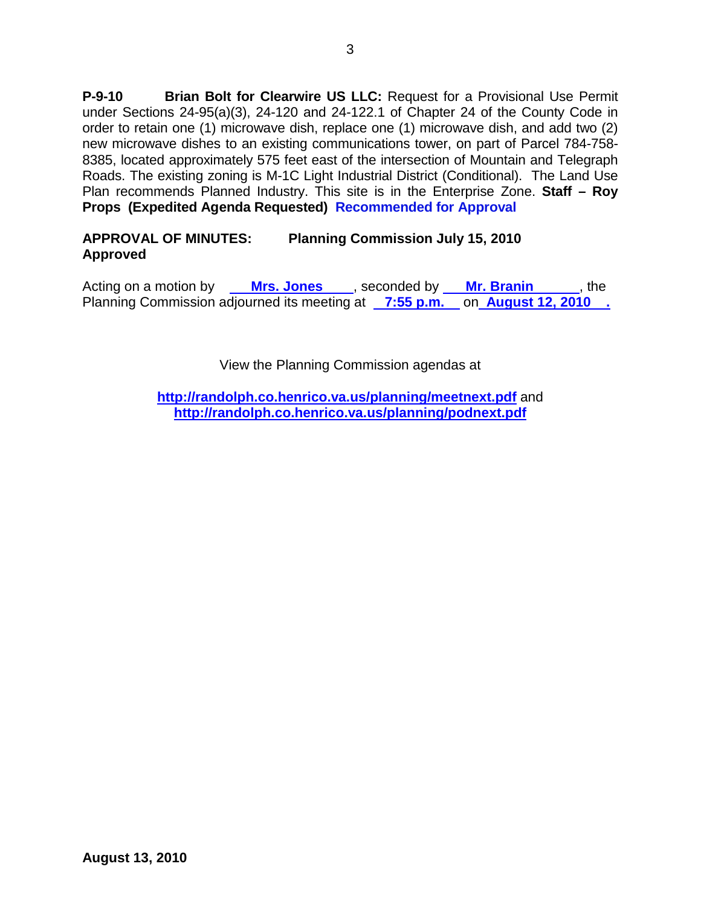**P-9-10** **Brian Bolt for Clearwire US LLC:** Request for a Provisional Use Permit under Sections 24-95(a)(3), 24-120 and 24-122.1 of Chapter 24 of the County Code in order to retain one (1) microwave dish, replace one (1) microwave dish, and add two (2) new microwave dishes to an existing communications tower, on part of Parcel 784-758-8385, located approximately 575 feet east of the intersection of Mountain and Telegraph Roads. The existing zoning is M-1C Light Industrial District (Conditional). The Land Use Plan recommends Planned Industry. This site is in the Enterprise Zone. **Staff – Roy Props (Expedited Agenda Requested)** **Recommended for Approval**

**APPROVAL OF MINUTES: Planning Commission July 15, 2010**
**Approved**

Acting on a motion by **Mrs. Jones**, seconded by **Mr. Branin**, the Planning Commission adjourned its meeting at **7:55 p.m.** on **August 12, 2010.**

View the Planning Commission agendas at

**http://randolph.co.henrico.va.us/planning/meetnext.pdf** and
**http://randolph.co.henrico.va.us/planning/podnext.pdf**

**August 13, 2010**